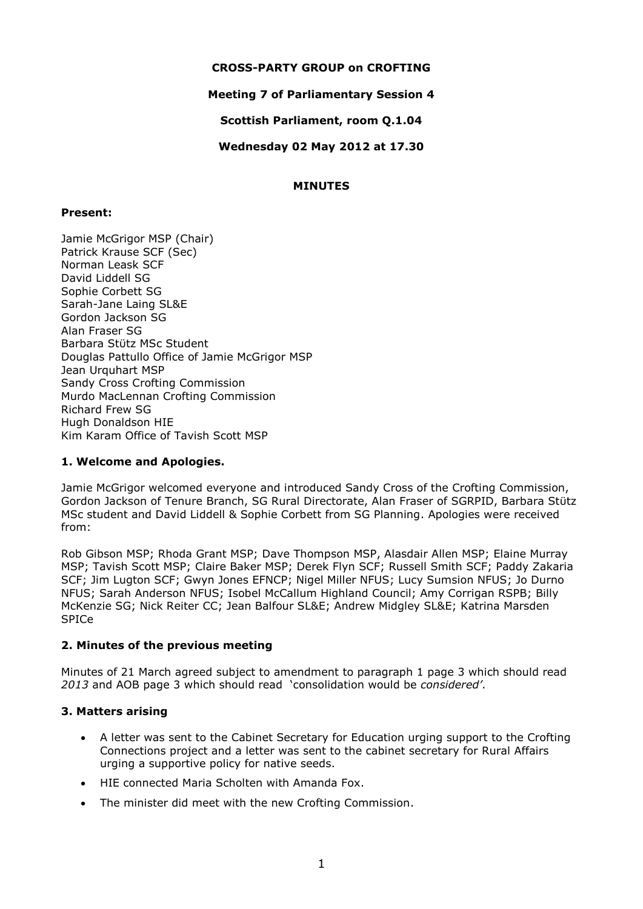**CROSS-PARTY GROUP on CROFTING**

**Meeting 7 of Parliamentary Session 4**

**Scottish Parliament, room Q.1.04**

**Wednesday 02 May 2012 at 17.30**

**MINUTES**

**Present:**

Jamie McGrigor MSP (Chair)
Patrick Krause SCF (Sec)
Norman Leask SCF
David Liddell SG
Sophie Corbett SG
Sarah-Jane Laing SL&E
Gordon Jackson SG
Alan Fraser SG
Barbara Stütz MSc Student
Douglas Pattullo Office of Jamie McGrigor MSP
Jean Urquhart MSP
Sandy Cross Crofting Commission
Murdo MacLennan Crofting Commission
Richard Frew SG
Hugh Donaldson HIE
Kim Karam Office of Tavish Scott MSP

**1. Welcome and Apologies.**

Jamie McGrigor welcomed everyone and introduced Sandy Cross of the Crofting Commission, Gordon Jackson of Tenure Branch, SG Rural Directorate, Alan Fraser of SGRPID, Barbara Stütz MSc student and David Liddell & Sophie Corbett from SG Planning. Apologies were received from:

Rob Gibson MSP; Rhoda Grant MSP; Dave Thompson MSP, Alasdair Allen MSP; Elaine Murray MSP; Tavish Scott MSP; Claire Baker MSP; Derek Flyn SCF; Russell Smith SCF; Paddy Zakaria SCF; Jim Lugton SCF; Gwyn Jones EFNCP; Nigel Miller NFUS; Lucy Sumsion NFUS; Jo Durno NFUS; Sarah Anderson NFUS; Isobel McCallum Highland Council; Amy Corrigan RSPB; Billy McKenzie SG; Nick Reiter CC; Jean Balfour SL&E; Andrew Midgley SL&E; Katrina Marsden SPICe

**2. Minutes of the previous meeting**

Minutes of 21 March agreed subject to amendment to paragraph 1 page 3 which should read *2013* and AOB page 3 which should read 'consolidation would be *considered*'.

**3. Matters arising**

- A letter was sent to the Cabinet Secretary for Education urging support to the Crofting Connections project and a letter was sent to the cabinet secretary for Rural Affairs urging a supportive policy for native seeds.
- HIE connected Maria Scholten with Amanda Fox.
- The minister did meet with the new Crofting Commission.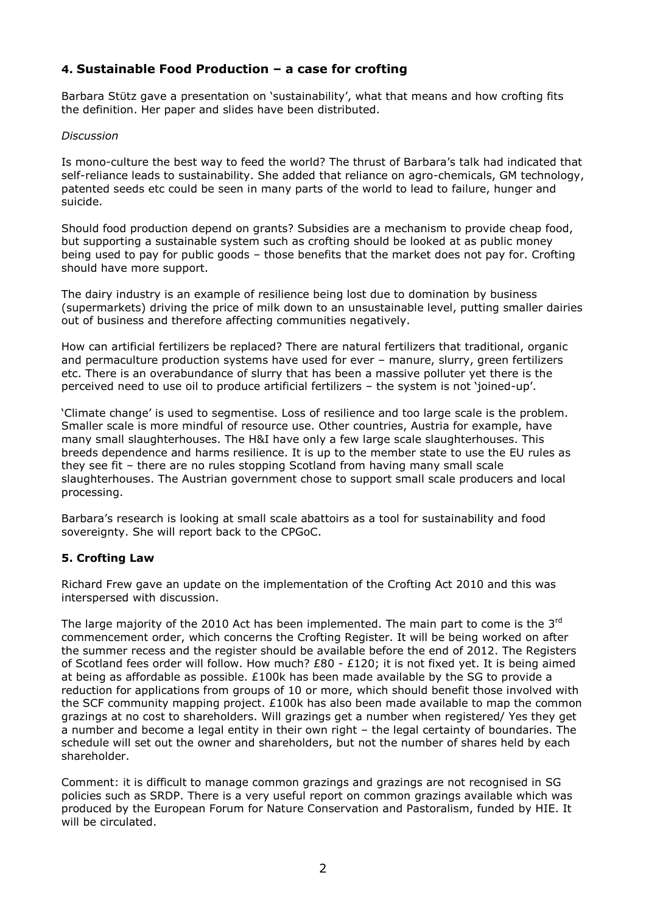## 4. Sustainable Food Production – a case for crofting

Barbara Stütz gave a presentation on 'sustainability', what that means and how crofting fits the definition. Her paper and slides have been distributed.

*Discussion*

Is mono-culture the best way to feed the world? The thrust of Barbara's talk had indicated that self-reliance leads to sustainability. She added that reliance on agro-chemicals, GM technology, patented seeds etc could be seen in many parts of the world to lead to failure, hunger and suicide.

Should food production depend on grants? Subsidies are a mechanism to provide cheap food, but supporting a sustainable system such as crofting should be looked at as public money being used to pay for public goods – those benefits that the market does not pay for. Crofting should have more support.

The dairy industry is an example of resilience being lost due to domination by business (supermarkets) driving the price of milk down to an unsustainable level, putting smaller dairies out of business and therefore affecting communities negatively.

How can artificial fertilizers be replaced? There are natural fertilizers that traditional, organic and permaculture production systems have used for ever – manure, slurry, green fertilizers etc. There is an overabundance of slurry that has been a massive polluter yet there is the perceived need to use oil to produce artificial fertilizers – the system is not 'joined-up'.

'Climate change' is used to segmentise. Loss of resilience and too large scale is the problem. Smaller scale is more mindful of resource use. Other countries, Austria for example, have many small slaughterhouses. The H&I have only a few large scale slaughterhouses. This breeds dependence and harms resilience. It is up to the member state to use the EU rules as they see fit – there are no rules stopping Scotland from having many small scale slaughterhouses. The Austrian government chose to support small scale producers and local processing.

Barbara's research is looking at small scale abattoirs as a tool for sustainability and food sovereignty. She will report back to the CPGoC.

## 5. Crofting Law

Richard Frew gave an update on the implementation of the Crofting Act 2010 and this was interspersed with discussion.

The large majority of the 2010 Act has been implemented. The main part to come is the 3rd commencement order, which concerns the Crofting Register. It will be being worked on after the summer recess and the register should be available before the end of 2012. The Registers of Scotland fees order will follow. How much? £80 - £120; it is not fixed yet. It is being aimed at being as affordable as possible. £100k has been made available by the SG to provide a reduction for applications from groups of 10 or more, which should benefit those involved with the SCF community mapping project. £100k has also been made available to map the common grazings at no cost to shareholders. Will grazings get a number when registered/ Yes they get a number and become a legal entity in their own right – the legal certainty of boundaries. The schedule will set out the owner and shareholders, but not the number of shares held by each shareholder.

Comment: it is difficult to manage common grazings and grazings are not recognised in SG policies such as SRDP. There is a very useful report on common grazings available which was produced by the European Forum for Nature Conservation and Pastoralism, funded by HIE. It will be circulated.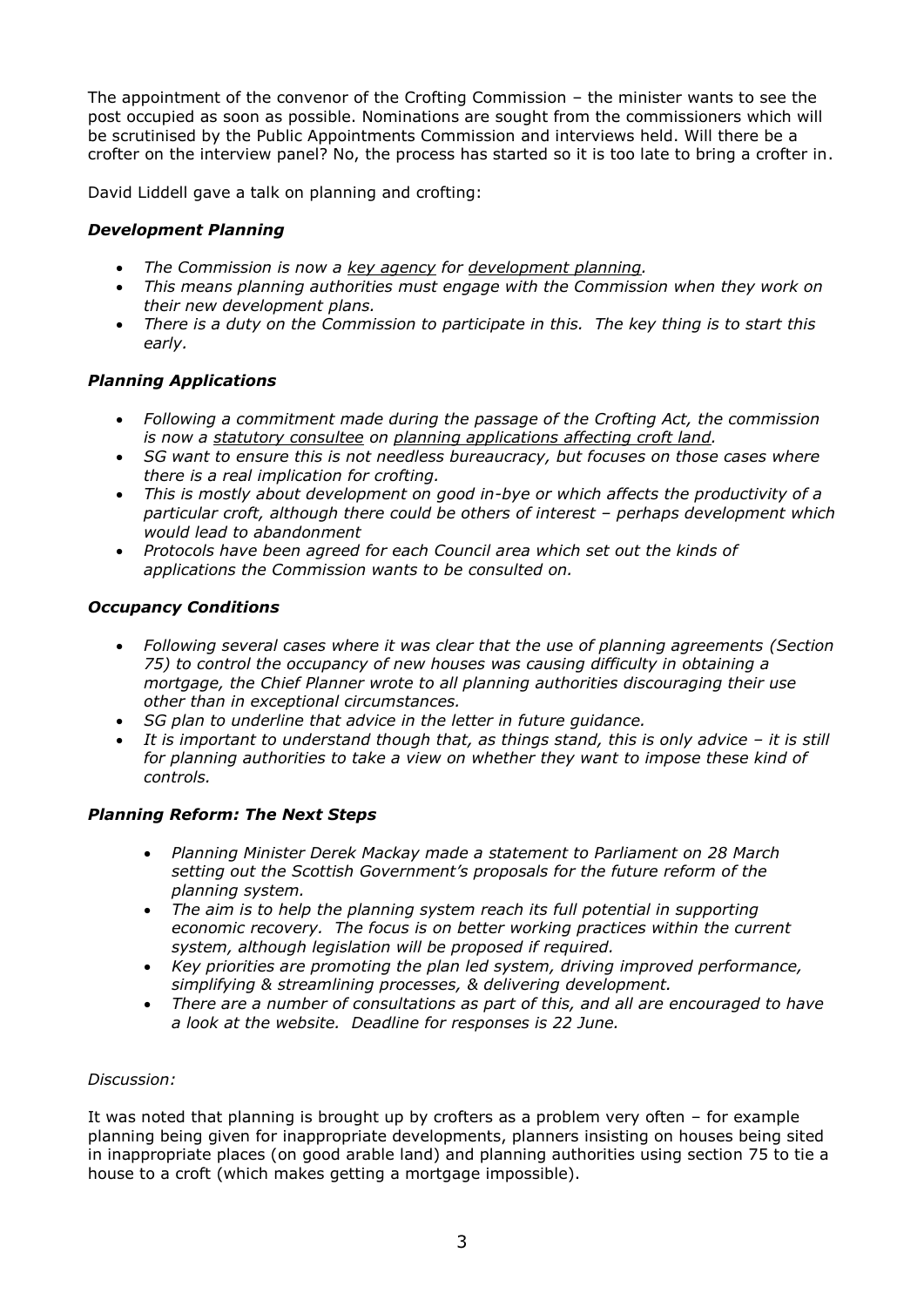The appointment of the convenor of the Crofting Commission – the minister wants to see the post occupied as soon as possible. Nominations are sought from the commissioners which will be scrutinised by the Public Appointments Commission and interviews held. Will there be a crofter on the interview panel? No, the process has started so it is too late to bring a crofter in.

David Liddell gave a talk on planning and crofting:

### *Development Planning*

- *The Commission is now a <u>key agency</u> for <u>development planning</u>.*
- *This means planning authorities must engage with the Commission when they work on their new development plans.*
- *There is a duty on the Commission to participate in this. The key thing is to start this early.*

### *Planning Applications*

- *Following a commitment made during the passage of the Crofting Act, the commission is now a <u>statutory consultee</u> on <u>planning applications affecting croft land</u>.*
- *SG want to ensure this is not needless bureaucracy, but focuses on those cases where there is a real implication for crofting.*
- *This is mostly about development on good in-bye or which affects the productivity of a particular croft, although there could be others of interest – perhaps development which would lead to abandonment*
- *Protocols have been agreed for each Council area which set out the kinds of applications the Commission wants to be consulted on.*

### *Occupancy Conditions*

- *Following several cases where it was clear that the use of planning agreements (Section 75) to control the occupancy of new houses was causing difficulty in obtaining a mortgage, the Chief Planner wrote to all planning authorities discouraging their use other than in exceptional circumstances.*
- *SG plan to underline that advice in the letter in future guidance.*
- *It is important to understand though that, as things stand, this is only advice – it is still for planning authorities to take a view on whether they want to impose these kind of controls.*

### *Planning Reform: The Next Steps*

- *Planning Minister Derek Mackay made a statement to Parliament on 28 March setting out the Scottish Government's proposals for the future reform of the planning system.*
- *The aim is to help the planning system reach its full potential in supporting economic recovery. The focus is on better working practices within the current system, although legislation will be proposed if required.*
- *Key priorities are promoting the plan led system, driving improved performance, simplifying & streamlining processes, & delivering development.*
- *There are a number of consultations as part of this, and all are encouraged to have a look at the website. Deadline for responses is 22 June.*

*Discussion:*

It was noted that planning is brought up by crofters as a problem very often – for example planning being given for inappropriate developments, planners insisting on houses being sited in inappropriate places (on good arable land) and planning authorities using section 75 to tie a house to a croft (which makes getting a mortgage impossible).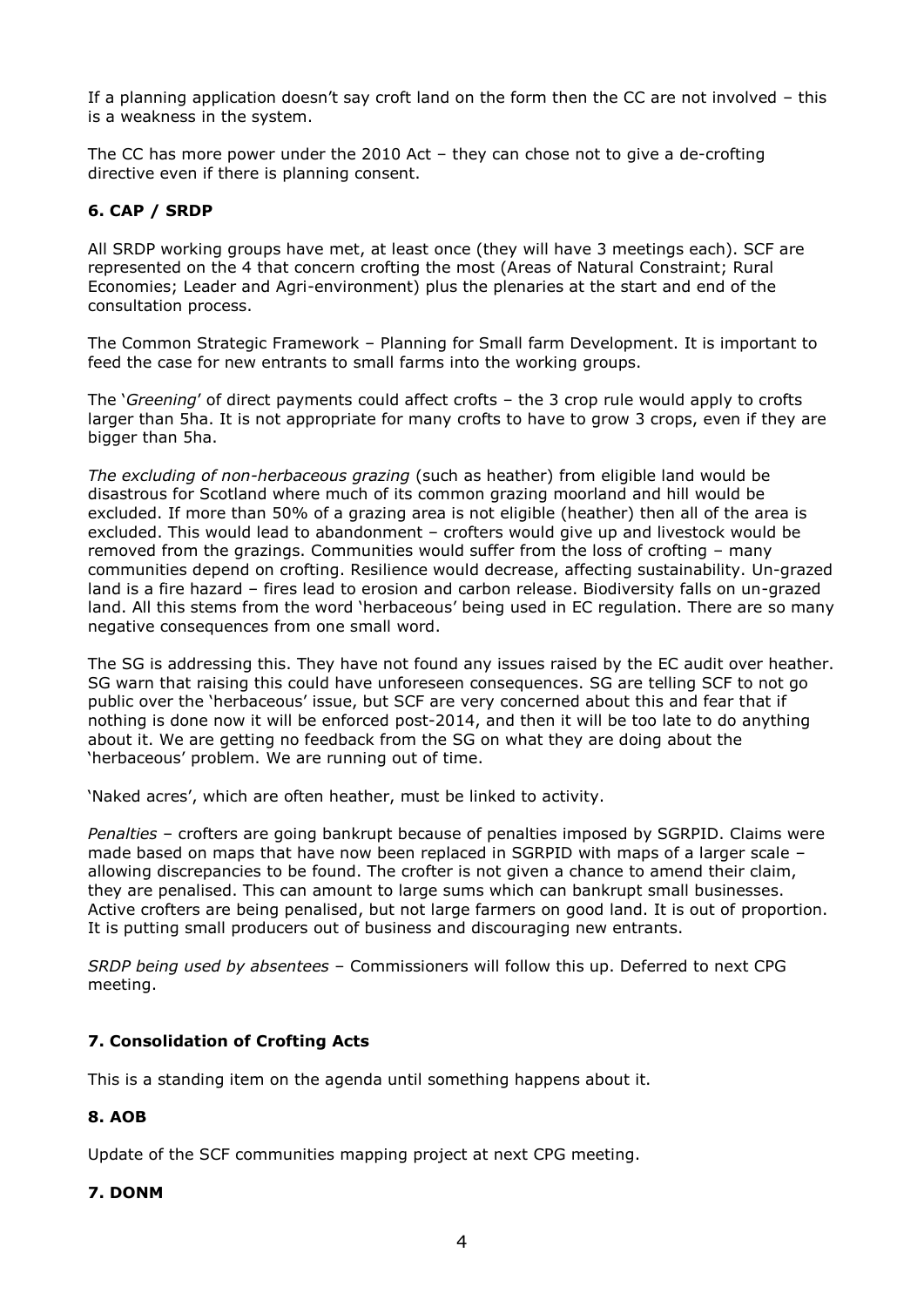If a planning application doesn't say croft land on the form then the CC are not involved – this is a weakness in the system.

The CC has more power under the 2010 Act – they can chose not to give a de-crofting directive even if there is planning consent.

### 6. CAP / SRDP

All SRDP working groups have met, at least once (they will have 3 meetings each). SCF are represented on the 4 that concern crofting the most (Areas of Natural Constraint; Rural Economies; Leader and Agri-environment) plus the plenaries at the start and end of the consultation process.

The Common Strategic Framework – Planning for Small farm Development. It is important to feed the case for new entrants to small farms into the working groups.

The '*Greening*' of direct payments could affect crofts – the 3 crop rule would apply to crofts larger than 5ha. It is not appropriate for many crofts to have to grow 3 crops, even if they are bigger than 5ha.

*The excluding of non-herbaceous grazing* (such as heather) from eligible land would be disastrous for Scotland where much of its common grazing moorland and hill would be excluded. If more than 50% of a grazing area is not eligible (heather) then all of the area is excluded. This would lead to abandonment – crofters would give up and livestock would be removed from the grazings. Communities would suffer from the loss of crofting – many communities depend on crofting. Resilience would decrease, affecting sustainability. Un-grazed land is a fire hazard – fires lead to erosion and carbon release. Biodiversity falls on un-grazed land. All this stems from the word 'herbaceous' being used in EC regulation. There are so many negative consequences from one small word.

The SG is addressing this. They have not found any issues raised by the EC audit over heather. SG warn that raising this could have unforeseen consequences. SG are telling SCF to not go public over the 'herbaceous' issue, but SCF are very concerned about this and fear that if nothing is done now it will be enforced post-2014, and then it will be too late to do anything about it. We are getting no feedback from the SG on what they are doing about the 'herbaceous' problem. We are running out of time.

'Naked acres', which are often heather, must be linked to activity.

*Penalties* – crofters are going bankrupt because of penalties imposed by SGRPID. Claims were made based on maps that have now been replaced in SGRPID with maps of a larger scale – allowing discrepancies to be found. The crofter is not given a chance to amend their claim, they are penalised. This can amount to large sums which can bankrupt small businesses. Active crofters are being penalised, but not large farmers on good land. It is out of proportion. It is putting small producers out of business and discouraging new entrants.

*SRDP being used by absentees* – Commissioners will follow this up. Deferred to next CPG meeting.

### 7. Consolidation of Crofting Acts

This is a standing item on the agenda until something happens about it.

### 8. AOB

Update of the SCF communities mapping project at next CPG meeting.

### 7. DONM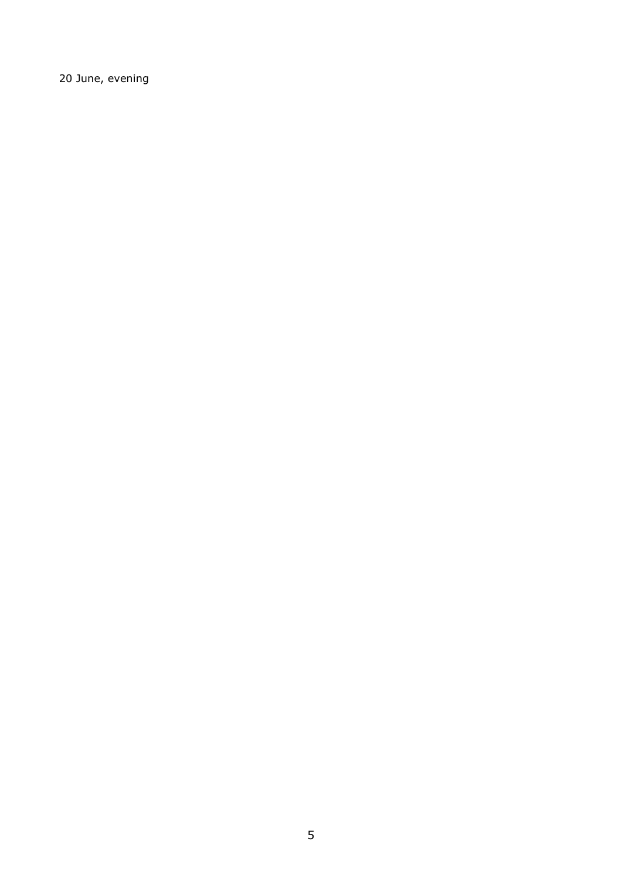20 June, evening